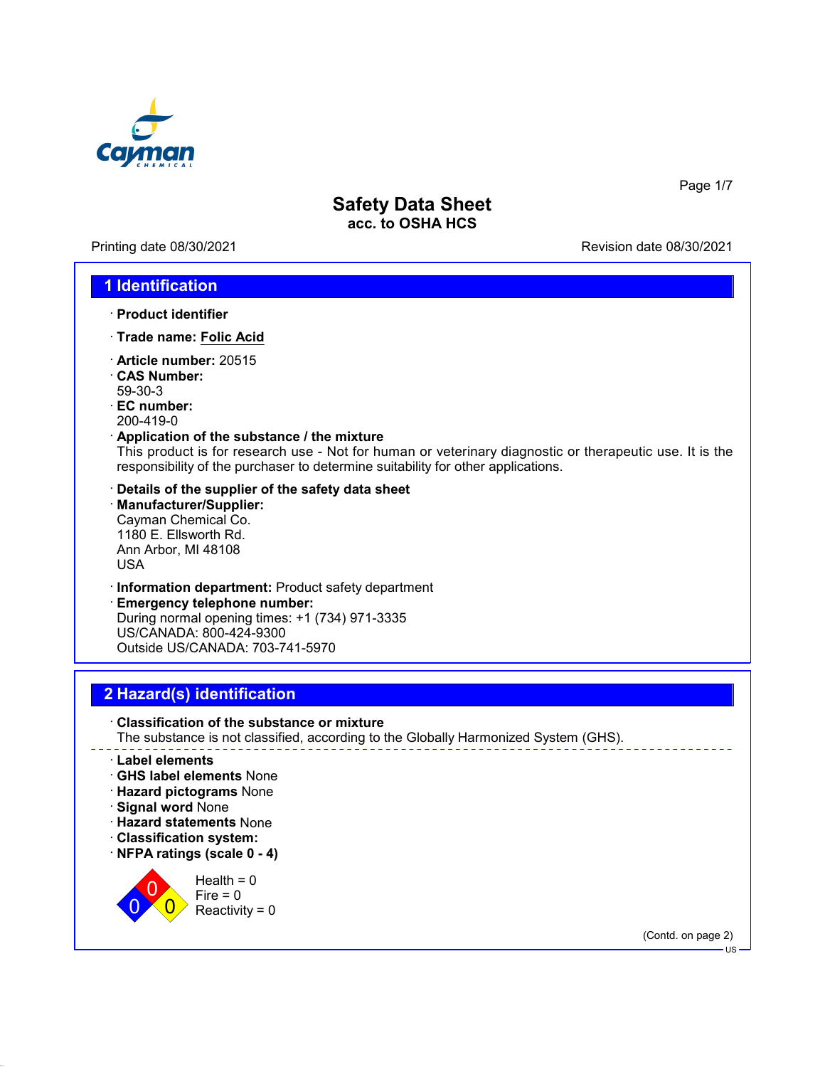# Safety Data Sheet
**acc. to OSHA HCS**

Printing date 08/30/2021 Revision date 08/30/2021

## 1 Identification

· **Product identifier**

· **Trade name: Folic Acid**

· **Article number:** 20515
· **CAS Number:**
59-30-3
· **EC number:**
200-419-0
· **Application of the substance / the mixture**
This product is for research use - Not for human or veterinary diagnostic or therapeutic use. It is the responsibility of the purchaser to determine suitability for other applications.

· **Details of the supplier of the safety data sheet**
· **Manufacturer/Supplier:**
Cayman Chemical Co.
1180 E. Ellsworth Rd.
Ann Arbor, MI 48108
USA

· **Information department:** Product safety department
· **Emergency telephone number:**
During normal opening times: +1 (734) 971-3335
US/CANADA: 800-424-9300
Outside US/CANADA: 703-741-5970

## 2 Hazard(s) identification

· **Classification of the substance or mixture**
The substance is not classified, according to the Globally Harmonized System (GHS).

· **Label elements**
· **GHS label elements** None
· **Hazard pictograms** None
· **Signal word** None
· **Hazard statements** None
· **Classification system:**
· **NFPA ratings (scale 0 - 4)**

Health = 0
Fire = 0
Reactivity = 0

(Contd. on page 2)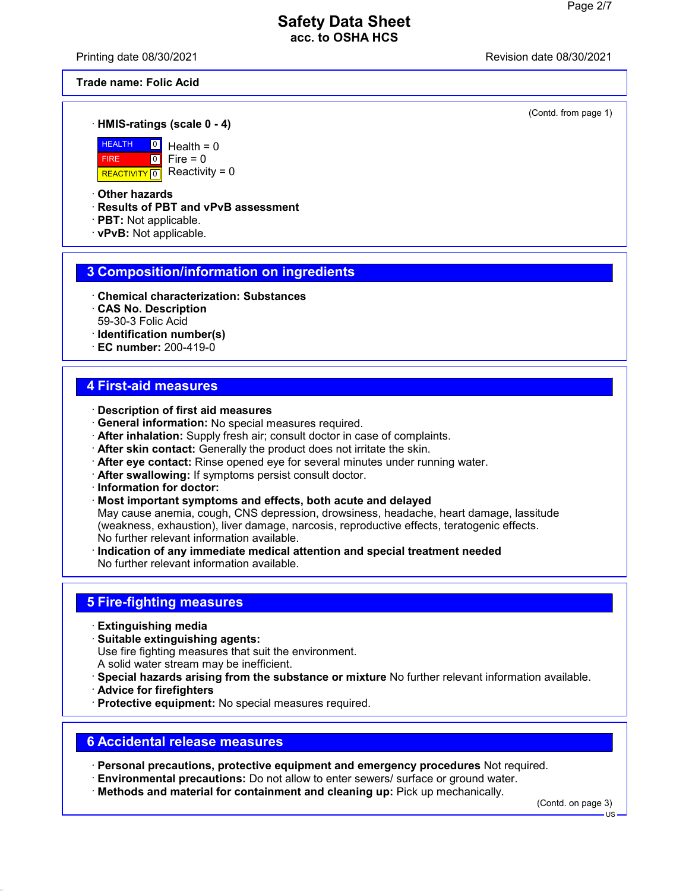**Trade name: Folic Acid**

(Contd. from page 1)

· **HMIS-ratings (scale 0 - 4)**

| | | |
|---|---|---|
| HEALTH | 0 | Health = 0 |
| FIRE | 0 | Fire = 0 |
| REACTIVITY | 0 | Reactivity = 0 |

· **Other hazards**
· **Results of PBT and vPvB assessment**
· **PBT:** Not applicable.
· **vPvB:** Not applicable.

## 3 Composition/information on ingredients

· **Chemical characterization: Substances**
· **CAS No. Description**
59-30-3 Folic Acid
· **Identification number(s)**
· **EC number:** 200-419-0

## 4 First-aid measures

· **Description of first aid measures**
· **General information:** No special measures required.
· **After inhalation:** Supply fresh air; consult doctor in case of complaints.
· **After skin contact:** Generally the product does not irritate the skin.
· **After eye contact:** Rinse opened eye for several minutes under running water.
· **After swallowing:** If symptoms persist consult doctor.
· **Information for doctor:**
· **Most important symptoms and effects, both acute and delayed**
May cause anemia, cough, CNS depression, drowsiness, headache, heart damage, lassitude (weakness, exhaustion), liver damage, narcosis, reproductive effects, teratogenic effects.
No further relevant information available.
· **Indication of any immediate medical attention and special treatment needed**
No further relevant information available.

## 5 Fire-fighting measures

· **Extinguishing media**
· **Suitable extinguishing agents:**
Use fire fighting measures that suit the environment.
A solid water stream may be inefficient.
· **Special hazards arising from the substance or mixture** No further relevant information available.
· **Advice for firefighters**
· **Protective equipment:** No special measures required.

## 6 Accidental release measures

· **Personal precautions, protective equipment and emergency procedures** Not required.
· **Environmental precautions:** Do not allow to enter sewers/ surface or ground water.
· **Methods and material for containment and cleaning up:** Pick up mechanically.

(Contd. on page 3)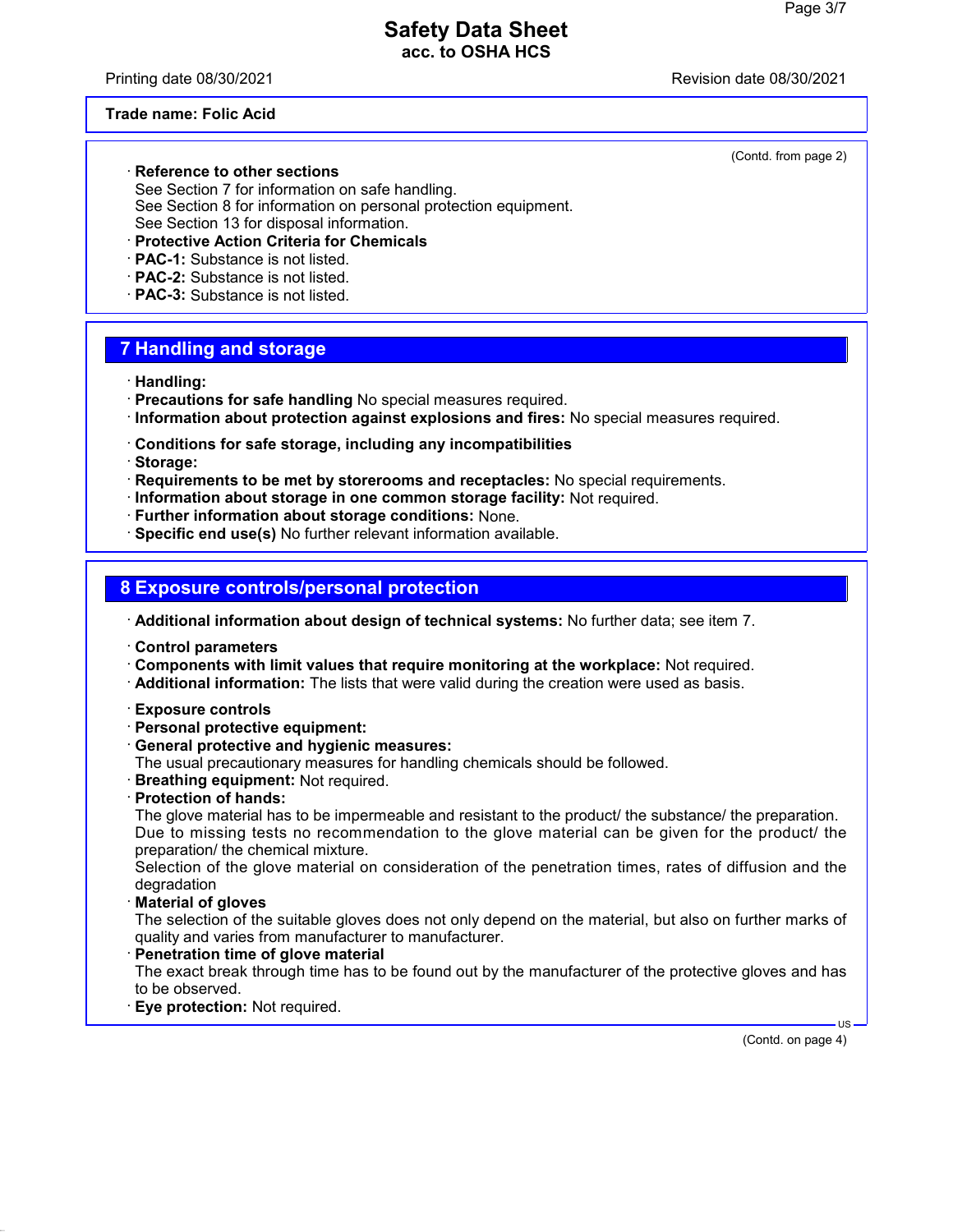**Trade name: Folic Acid**

(Contd. from page 2)

· **Reference to other sections**
See Section 7 for information on safe handling.
See Section 8 for information on personal protection equipment.
See Section 13 for disposal information.
· **Protective Action Criteria for Chemicals**
· **PAC-1:** Substance is not listed.
· **PAC-2:** Substance is not listed.
· **PAC-3:** Substance is not listed.

## 7 Handling and storage

· **Handling:**
· **Precautions for safe handling** No special measures required.
· **Information about protection against explosions and fires:** No special measures required.

· **Conditions for safe storage, including any incompatibilities**
· **Storage:**
· **Requirements to be met by storerooms and receptacles:** No special requirements.
· **Information about storage in one common storage facility:** Not required.
· **Further information about storage conditions:** None.
· **Specific end use(s)** No further relevant information available.

## 8 Exposure controls/personal protection

· **Additional information about design of technical systems:** No further data; see item 7.

· **Control parameters**
· **Components with limit values that require monitoring at the workplace:** Not required.
· **Additional information:** The lists that were valid during the creation were used as basis.

· **Exposure controls**
· **Personal protective equipment:**
· **General protective and hygienic measures:**
The usual precautionary measures for handling chemicals should be followed.
· **Breathing equipment:** Not required.
· **Protection of hands:**
The glove material has to be impermeable and resistant to the product/ the substance/ the preparation.
Due to missing tests no recommendation to the glove material can be given for the product/ the preparation/ the chemical mixture.
Selection of the glove material on consideration of the penetration times, rates of diffusion and the degradation
· **Material of gloves**
The selection of the suitable gloves does not only depend on the material, but also on further marks of quality and varies from manufacturer to manufacturer.
· **Penetration time of glove material**
The exact break through time has to be found out by the manufacturer of the protective gloves and has to be observed.
· **Eye protection:** Not required.

(Contd. on page 4)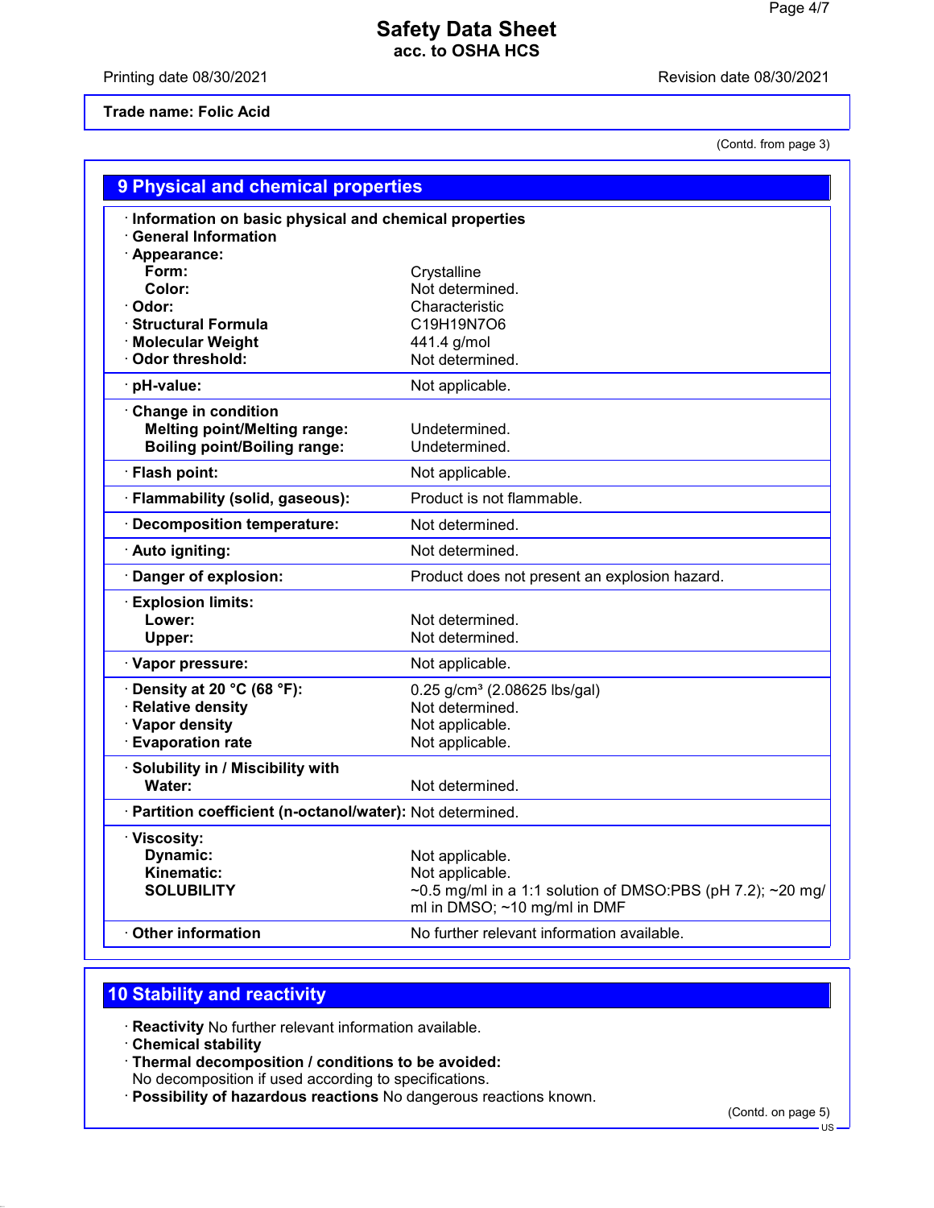# Safety Data Sheet
**acc. to OSHA HCS**

Printing date 08/30/2021 Revision date 08/30/2021

**Trade name: Folic Acid**

(Contd. from page 3)

## 9 Physical and chemical properties

| Property | Value |
|---|---|
| · **Information on basic physical and chemical properties** | |
| · **General Information** | |
| · **Appearance:** | |
| **Form:** | Crystalline |
| **Color:** | Not determined. |
| · **Odor:** | Characteristic |
| · **Structural Formula** | $C_{19}H_{19}N_7O_6$ |
| · **Molecular Weight** | 441.4 g/mol |
| · **Odor threshold:** | Not determined. |
| · **pH-value:** | Not applicable. |
| · **Change in condition** | |
| **Melting point/Melting range:** | Undetermined. |
| **Boiling point/Boiling range:** | Undetermined. |
| · **Flash point:** | Not applicable. |
| · **Flammability (solid, gaseous):** | Product is not flammable. |
| · **Decomposition temperature:** | Not determined. |
| · **Auto igniting:** | Not determined. |
| · **Danger of explosion:** | Product does not present an explosion hazard. |
| · **Explosion limits:** | |
| **Lower:** | Not determined. |
| **Upper:** | Not determined. |
| · **Vapor pressure:** | Not applicable. |
| · **Density at 20 °C (68 °F):** | 0.25 g/cm³ (2.08625 lbs/gal) |
| · **Relative density** | Not determined. |
| · **Vapor density** | Not applicable. |
| · **Evaporation rate** | Not applicable. |
| · **Solubility in / Miscibility with** | |
| **Water:** | Not determined. |
| · **Partition coefficient (n-octanol/water):** | Not determined. |
| · **Viscosity:** | |
| **Dynamic:** | Not applicable. |
| **Kinematic:** | Not applicable. |
| **SOLUBILITY** | ~0.5 mg/ml in a 1:1 solution of DMSO:PBS (pH 7.2); ~20 mg/ml in DMSO; ~10 mg/ml in DMF |
| · **Other information** | No further relevant information available. |

## 10 Stability and reactivity

· **Reactivity** No further relevant information available.

· **Chemical stability**

· **Thermal decomposition / conditions to be avoided:**
No decomposition if used according to specifications.

· **Possibility of hazardous reactions** No dangerous reactions known.

(Contd. on page 5)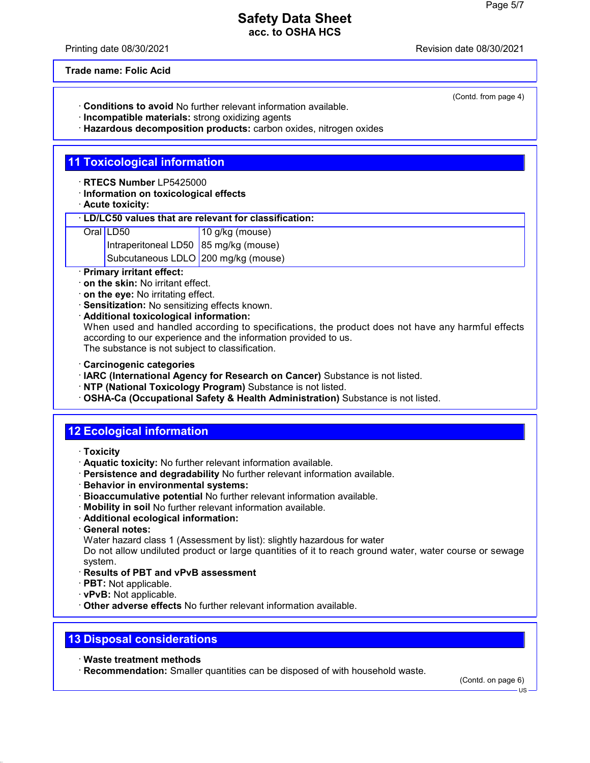(Contd. from page 4)

· **Conditions to avoid** No further relevant information available.
· **Incompatible materials:** strong oxidizing agents
· **Hazardous decomposition products:** carbon oxides, nitrogen oxides

## 11 Toxicological information

· **RTECS Number** LP5425000
· **Information on toxicological effects**
· **Acute toxicity:**

| · **LD/LC50 values that are relevant for classification:** | | |
|---|---|---|
| Oral | LD50 | 10 g/kg (mouse) |
| | Intraperitoneal LD50 | 85 mg/kg (mouse) |
| | Subcutaneous LDLO | 200 mg/kg (mouse) |

· **Primary irritant effect:**
· **on the skin:** No irritant effect.
· **on the eye:** No irritating effect.
· **Sensitization:** No sensitizing effects known.
· **Additional toxicological information:**
When used and handled according to specifications, the product does not have any harmful effects according to our experience and the information provided to us.
The substance is not subject to classification.

· **Carcinogenic categories**
· **IARC (International Agency for Research on Cancer)** Substance is not listed.
· **NTP (National Toxicology Program)** Substance is not listed.
· **OSHA-Ca (Occupational Safety & Health Administration)** Substance is not listed.

## 12 Ecological information

· **Toxicity**
· **Aquatic toxicity:** No further relevant information available.
· **Persistence and degradability** No further relevant information available.
· **Behavior in environmental systems:**
· **Bioaccumulative potential** No further relevant information available.
· **Mobility in soil** No further relevant information available.
· **Additional ecological information:**
· **General notes:**
Water hazard class 1 (Assessment by list): slightly hazardous for water
Do not allow undiluted product or large quantities of it to reach ground water, water course or sewage system.
· **Results of PBT and vPvB assessment**
· **PBT:** Not applicable.
· **vPvB:** Not applicable.
· **Other adverse effects** No further relevant information available.

## 13 Disposal considerations

· **Waste treatment methods**
· **Recommendation:** Smaller quantities can be disposed of with household waste.

(Contd. on page 6)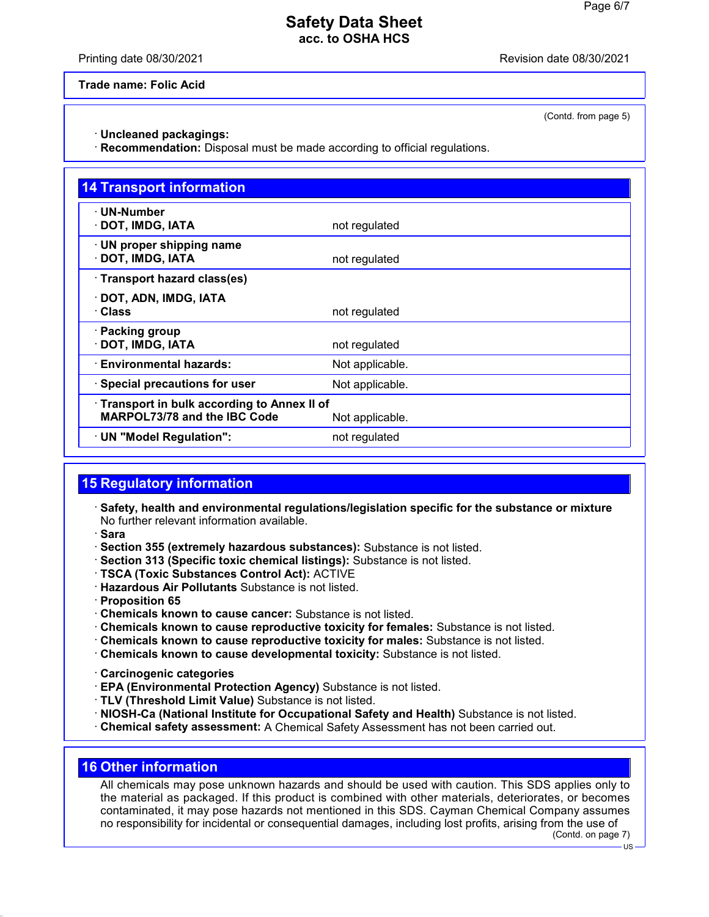(Contd. from page 5)

· **Uncleaned packagings:**
· **Recommendation:** Disposal must be made according to official regulations.

## 14 Transport information

| | |
|---|---|
| · **UN-Number**<br>· **DOT, IMDG, IATA** | not regulated |
| · **UN proper shipping name**<br>· **DOT, IMDG, IATA** | not regulated |
| · **Transport hazard class(es)**<br>· **DOT, ADN, IMDG, IATA**<br>· **Class** | not regulated |
| · **Packing group**<br>· **DOT, IMDG, IATA** | not regulated |
| · **Environmental hazards:** | Not applicable. |
| · **Special precautions for user** | Not applicable. |
| · **Transport in bulk according to Annex II of MARPOL73/78 and the IBC Code** | Not applicable. |
| · **UN "Model Regulation":** | not regulated |

## 15 Regulatory information

· **Safety, health and environmental regulations/legislation specific for the substance or mixture**
No further relevant information available.
· **Sara**
· **Section 355 (extremely hazardous substances):** Substance is not listed.
· **Section 313 (Specific toxic chemical listings):** Substance is not listed.
· **TSCA (Toxic Substances Control Act):** ACTIVE
· **Hazardous Air Pollutants** Substance is not listed.
· **Proposition 65**
· **Chemicals known to cause cancer:** Substance is not listed.
· **Chemicals known to cause reproductive toxicity for females:** Substance is not listed.
· **Chemicals known to cause reproductive toxicity for males:** Substance is not listed.
· **Chemicals known to cause developmental toxicity:** Substance is not listed.

· **Carcinogenic categories**
· **EPA (Environmental Protection Agency)** Substance is not listed.
· **TLV (Threshold Limit Value)** Substance is not listed.
· **NIOSH-Ca (National Institute for Occupational Safety and Health)** Substance is not listed.
· **Chemical safety assessment:** A Chemical Safety Assessment has not been carried out.

## 16 Other information

All chemicals may pose unknown hazards and should be used with caution. This SDS applies only to the material as packaged. If this product is combined with other materials, deteriorates, or becomes contaminated, it may pose hazards not mentioned in this SDS. Cayman Chemical Company assumes no responsibility for incidental or consequential damages, including lost profits, arising from the use of

(Contd. on page 7)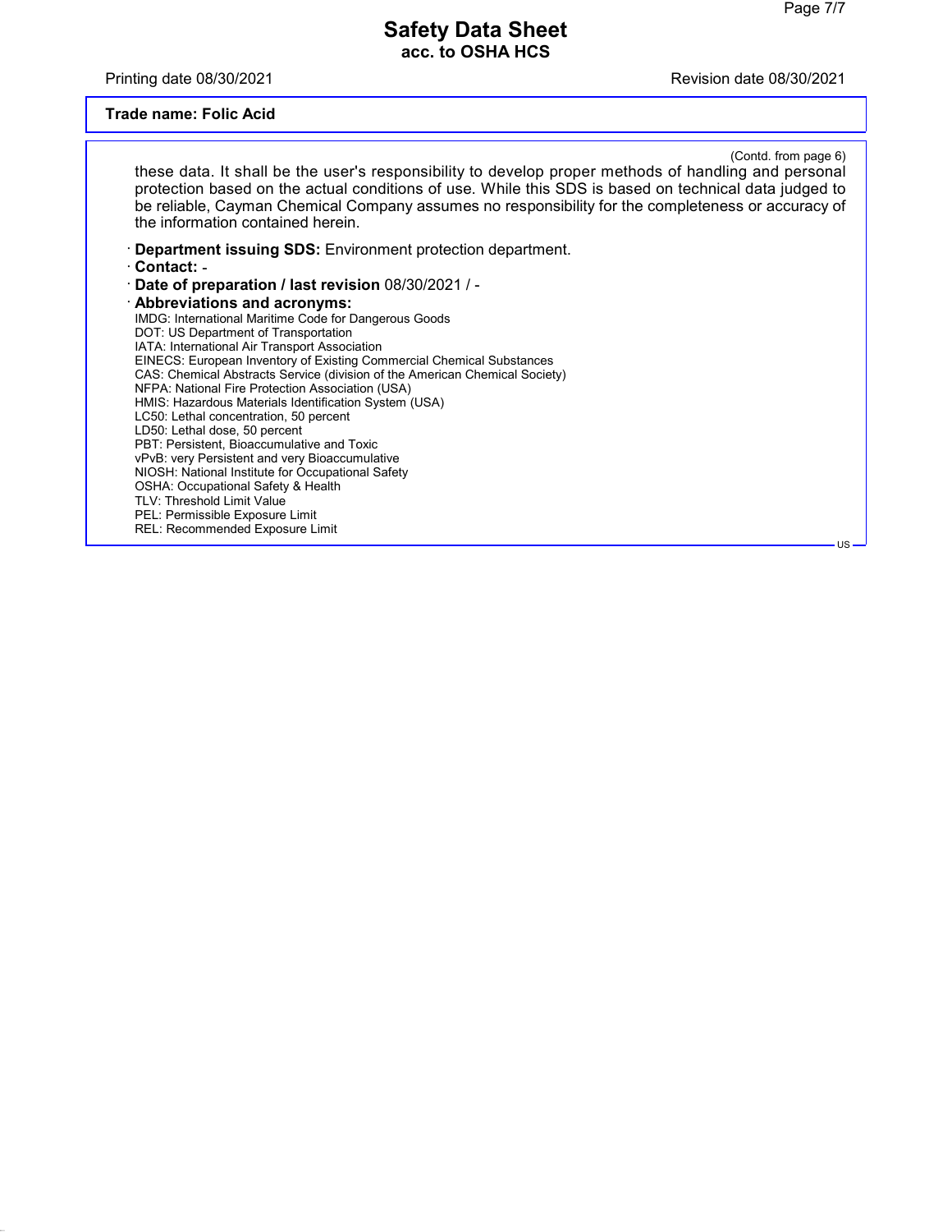(Contd. from page 6)

these data. It shall be the user's responsibility to develop proper methods of handling and personal protection based on the actual conditions of use. While this SDS is based on technical data judged to be reliable, Cayman Chemical Company assumes no responsibility for the completeness or accuracy of the information contained herein.

· **Department issuing SDS:** Environment protection department.

· **Contact:** -

· **Date of preparation / last revision** 08/30/2021 / -

· **Abbreviations and acronyms:**

IMDG: International Maritime Code for Dangerous Goods
DOT: US Department of Transportation
IATA: International Air Transport Association
EINECS: European Inventory of Existing Commercial Chemical Substances
CAS: Chemical Abstracts Service (division of the American Chemical Society)
NFPA: National Fire Protection Association (USA)
HMIS: Hazardous Materials Identification System (USA)
LC50: Lethal concentration, 50 percent
LD50: Lethal dose, 50 percent
PBT: Persistent, Bioaccumulative and Toxic
vPvB: very Persistent and very Bioaccumulative
NIOSH: National Institute for Occupational Safety
OSHA: Occupational Safety & Health
TLV: Threshold Limit Value
PEL: Permissible Exposure Limit
REL: Recommended Exposure Limit